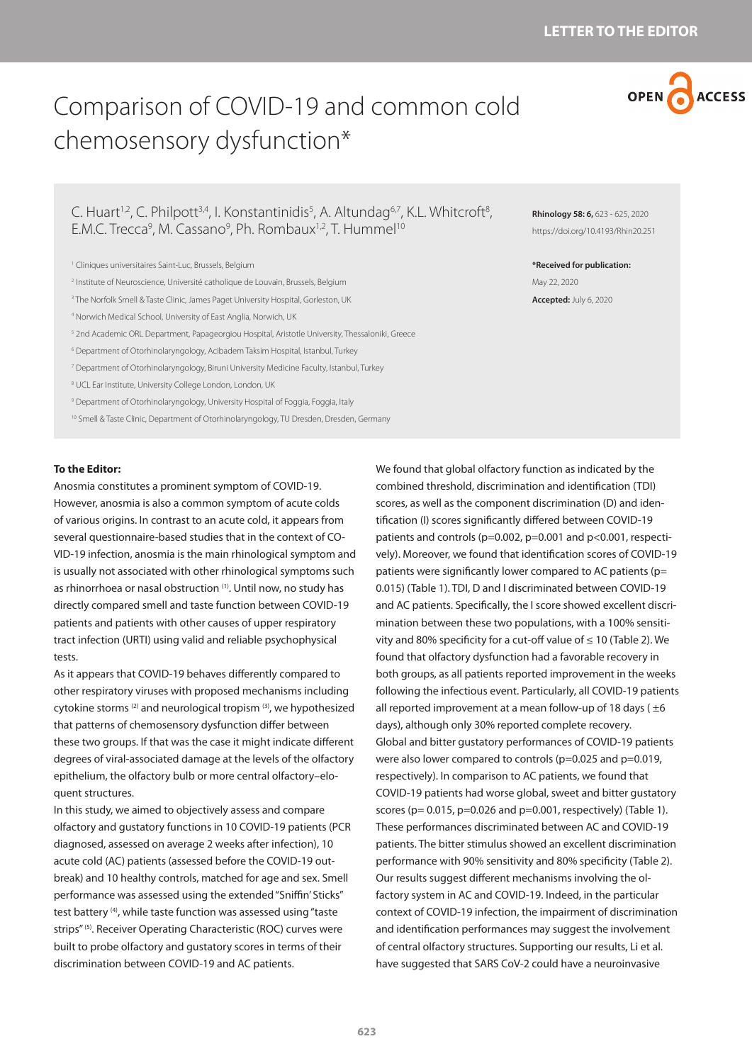LETTER TO THE EDITOR

# Comparison of COVID-19 and common cold chemosensory dysfunction*

C. Huart[1,2], C. Philpott[3,4], I. Konstantinidis[5], A. Altundag[6,7], K.L. Whitcroft[8], E.M.C. Trecca[9], M. Cassano[9], Ph. Rombaux[1,2], T. Hummel[10]

[1] Cliniques universitaires Saint-Luc, Brussels, Belgium
[2] Institute of Neuroscience, Université catholique de Louvain, Brussels, Belgium
[3] The Norfolk Smell & Taste Clinic, James Paget University Hospital, Gorleston, UK
[4] Norwich Medical School, University of East Anglia, Norwich, UK
[5] 2nd Academic ORL Department, Papageorgiou Hospital, Aristotle University, Thessaloniki, Greece
[6] Department of Otorhinolaryngology, Acibadem Taksim Hospital, Istanbul, Turkey
[7] Department of Otorhinolaryngology, Biruni University Medicine Faculty, Istanbul, Turkey
[8] UCL Ear Institute, University College London, London, UK
[9] Department of Otorhinolaryngology, University Hospital of Foggia, Foggia, Italy
[10] Smell & Taste Clinic, Department of Otorhinolaryngology, TU Dresden, Dresden, Germany

Rhinology 58: 6, 623 - 625, 2020
https://doi.org/10.4193/Rhin20.251

**\*Received for publication:**
May 22, 2020
**Accepted:** July 6, 2020

**To the Editor:**

Anosmia constitutes a prominent symptom of COVID-19. However, anosmia is also a common symptom of acute colds of various origins. In contrast to an acute cold, it appears from several questionnaire-based studies that in the context of COVID-19 infection, anosmia is the main rhinological symptom and is usually not associated with other rhinological symptoms such as rhinorrhoea or nasal obstruction [1]. Until now, no study has directly compared smell and taste function between COVID-19 patients and patients with other causes of upper respiratory tract infection (URTI) using valid and reliable psychophysical tests.

As it appears that COVID-19 behaves differently compared to other respiratory viruses with proposed mechanisms including cytokine storms [2] and neurological tropism [3], we hypothesized that patterns of chemosensory dysfunction differ between these two groups. If that was the case it might indicate different degrees of viral-associated damage at the levels of the olfactory epithelium, the olfactory bulb or more central olfactory–eloquent structures.

In this study, we aimed to objectively assess and compare olfactory and gustatory functions in 10 COVID-19 patients (PCR diagnosed, assessed on average 2 weeks after infection), 10 acute cold (AC) patients (assessed before the COVID-19 outbreak) and 10 healthy controls, matched for age and sex. Smell performance was assessed using the extended "Sniffin' Sticks" test battery [4], while taste function was assessed using "taste strips" [5]. Receiver Operating Characteristic (ROC) curves were built to probe olfactory and gustatory scores in terms of their discrimination between COVID-19 and AC patients.

We found that global olfactory function as indicated by the combined threshold, discrimination and identification (TDI) scores, as well as the component discrimination (D) and identification (I) scores significantly differed between COVID-19 patients and controls ($p=0.002$, $p=0.001$ and $p<0.001$, respectively). Moreover, we found that identification scores of COVID-19 patients were significantly lower compared to AC patients ($p= 0.015$) (Table 1). TDI, D and I discriminated between COVID-19 and AC patients. Specifically, the I score showed excellent discrimination between these two populations, with a 100% sensitivity and 80% specificity for a cut-off value of ≤ 10 (Table 2). We found that olfactory dysfunction had a favorable recovery in both groups, as all patients reported improvement in the weeks following the infectious event. Particularly, all COVID-19 patients all reported improvement at a mean follow-up of 18 days ( ±6 days), although only 30% reported complete recovery.

Global and bitter gustatory performances of COVID-19 patients were also lower compared to controls ($p=0.025$ and $p=0.019$, respectively). In comparison to AC patients, we found that COVID-19 patients had worse global, sweet and bitter gustatory scores ($p= 0.015$, $p=0.026$ and $p=0.001$, respectively) (Table 1). These performances discriminated between AC and COVID-19 patients. The bitter stimulus showed an excellent discrimination performance with 90% sensitivity and 80% specificity (Table 2).

Our results suggest different mechanisms involving the olfactory system in AC and COVID-19. Indeed, in the particular context of COVID-19 infection, the impairment of discrimination and identification performances may suggest the involvement of central olfactory structures. Supporting our results, Li et al. have suggested that SARS CoV-2 could have a neuroinvasive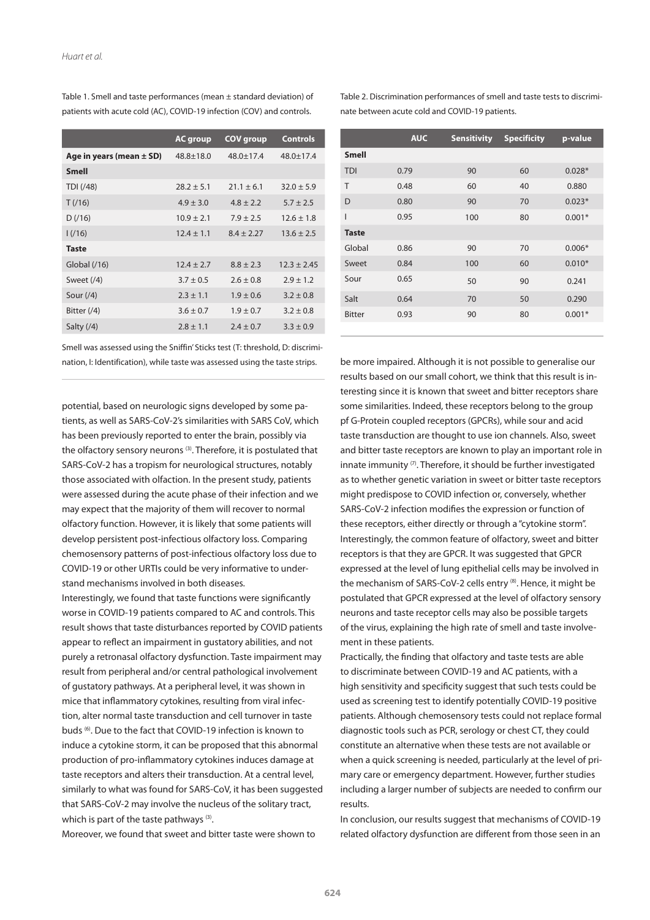Table 1. Smell and taste performances (mean ± standard deviation) of patients with acute cold (AC), COVID-19 infection (COV) and controls.

| | AC group | COV group | Controls |
|---|---|---|---|
| **Age in years (mean ± SD)** | 48.8±18.0 | 48.0±17.4 | 48.0±17.4 |
| **Smell** | | | |
| TDI (/48) | 28.2 ± 5.1 | 21.1 ± 6.1 | 32.0 ± 5.9 |
| T (/16) | 4.9 ± 3.0 | 4.8 ± 2.2 | 5.7 ± 2.5 |
| D (/16) | 10.9 ± 2.1 | 7.9 ± 2.5 | 12.6 ± 1.8 |
| I (/16) | 12.4 ± 1.1 | 8.4 ± 2.27 | 13.6 ± 2.5 |
| **Taste** | | | |
| Global (/16) | 12.4 ± 2.7 | 8.8 ± 2.3 | 12.3 ± 2.45 |
| Sweet (/4) | 3.7 ± 0.5 | 2.6 ± 0.8 | 2.9 ± 1.2 |
| Sour (/4) | 2.3 ± 1.1 | 1.9 ± 0.6 | 3.2 ± 0.8 |
| Bitter (/4) | 3.6 ± 0.7 | 1.9 ± 0.7 | 3.2 ± 0.8 |
| Salty (/4) | 2.8 ± 1.1 | 2.4 ± 0.7 | 3.3 ± 0.9 |

Smell was assessed using the Sniffin' Sticks test (T: threshold, D: discrimination, I: Identification), while taste was assessed using the taste strips.

Table 2. Discrimination performances of smell and taste tests to discriminate between acute cold and COVID-19 patients.

| | AUC | Sensitivity | Specificity | p-value |
|---|---|---|---|---|
| **Smell** | | | | |
| TDI | 0.79 | 90 | 60 | 0.028* |
| T | 0.48 | 60 | 40 | 0.880 |
| D | 0.80 | 90 | 70 | 0.023* |
| I | 0.95 | 100 | 80 | 0.001* |
| **Taste** | | | | |
| Global | 0.86 | 90 | 70 | 0.006* |
| Sweet | 0.84 | 100 | 60 | 0.010* |
| Sour | 0.65 | 50 | 90 | 0.241 |
| Salt | 0.64 | 70 | 50 | 0.290 |
| Bitter | 0.93 | 90 | 80 | 0.001* |

potential, based on neurologic signs developed by some patients, as well as SARS-CoV-2's similarities with SARS CoV, which has been previously reported to enter the brain, possibly via the olfactory sensory neurons [3]. Therefore, it is postulated that SARS-CoV-2 has a tropism for neurological structures, notably those associated with olfaction. In the present study, patients were assessed during the acute phase of their infection and we may expect that the majority of them will recover to normal olfactory function. However, it is likely that some patients will develop persistent post-infectious olfactory loss. Comparing chemosensory patterns of post-infectious olfactory loss due to COVID-19 or other URTIs could be very informative to understand mechanisms involved in both diseases.

Interestingly, we found that taste functions were significantly worse in COVID-19 patients compared to AC and controls. This result shows that taste disturbances reported by COVID patients appear to reflect an impairment in gustatory abilities, and not purely a retronasal olfactory dysfunction. Taste impairment may result from peripheral and/or central pathological involvement of gustatory pathways. At a peripheral level, it was shown in mice that inflammatory cytokines, resulting from viral infection, alter normal taste transduction and cell turnover in taste buds [6]. Due to the fact that COVID-19 infection is known to induce a cytokine storm, it can be proposed that this abnormal production of pro-inflammatory cytokines induces damage at taste receptors and alters their transduction. At a central level, similarly to what was found for SARS-CoV, it has been suggested that SARS-CoV-2 may involve the nucleus of the solitary tract, which is part of the taste pathways [3].

Moreover, we found that sweet and bitter taste were shown to be more impaired. Although it is not possible to generalise our results based on our small cohort, we think that this result is interesting since it is known that sweet and bitter receptors share some similarities. Indeed, these receptors belong to the group pf G-Protein coupled receptors (GPCRs), while sour and acid taste transduction are thought to use ion channels. Also, sweet and bitter taste receptors are known to play an important role in innate immunity [7]. Therefore, it should be further investigated as to whether genetic variation in sweet or bitter taste receptors might predispose to COVID infection or, conversely, whether SARS-CoV-2 infection modifies the expression or function of these receptors, either directly or through a "cytokine storm". Interestingly, the common feature of olfactory, sweet and bitter receptors is that they are GPCR. It was suggested that GPCR expressed at the level of lung epithelial cells may be involved in the mechanism of SARS-CoV-2 cells entry [8]. Hence, it might be postulated that GPCR expressed at the level of olfactory sensory neurons and taste receptor cells may also be possible targets of the virus, explaining the high rate of smell and taste involvement in these patients.

Practically, the finding that olfactory and taste tests are able to discriminate between COVID-19 and AC patients, with a high sensitivity and specificity suggest that such tests could be used as screening test to identify potentially COVID-19 positive patients. Although chemosensory tests could not replace formal diagnostic tools such as PCR, serology or chest CT, they could constitute an alternative when these tests are not available or when a quick screening is needed, particularly at the level of primary care or emergency department. However, further studies including a larger number of subjects are needed to confirm our results.

In conclusion, our results suggest that mechanisms of COVID-19 related olfactory dysfunction are different from those seen in an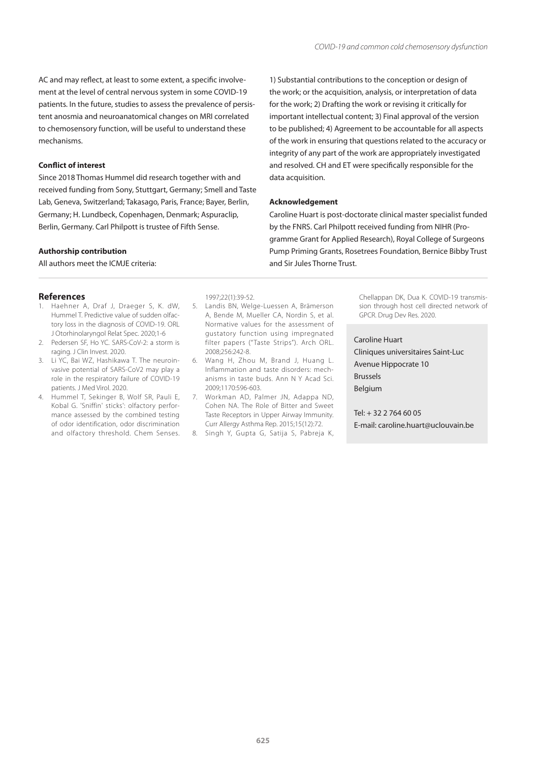AC and may reflect, at least to some extent, a specific involvement at the level of central nervous system in some COVID-19 patients. In the future, studies to assess the prevalence of persistent anosmia and neuroanatomical changes on MRI correlated to chemosensory function, will be useful to understand these mechanisms.

#### Conflict of interest

Since 2018 Thomas Hummel did research together with and received funding from Sony, Stuttgart, Germany; Smell and Taste Lab, Geneva, Switzerland; Takasago, Paris, France; Bayer, Berlin, Germany; H. Lundbeck, Copenhagen, Denmark; Aspuraclip, Berlin, Germany. Carl Philpott is trustee of Fifth Sense.

#### Authorship contribution

All authors meet the ICMJE criteria:

1) Substantial contributions to the conception or design of the work; or the acquisition, analysis, or interpretation of data for the work; 2) Drafting the work or revising it critically for important intellectual content; 3) Final approval of the version to be published; 4) Agreement to be accountable for all aspects of the work in ensuring that questions related to the accuracy or integrity of any part of the work are appropriately investigated and resolved. CH and ET were specifically responsible for the data acquisition.

#### Acknowledgement

Caroline Huart is post-doctorate clinical master specialist funded by the FNRS. Carl Philpott received funding from NIHR (Programme Grant for Applied Research), Royal College of Surgeons Pump Priming Grants, Rosetrees Foundation, Bernice Bibby Trust and Sir Jules Thorne Trust.

## References

1. Haehner A, Draf J, Draeger S, K. dW, Hummel T. Predictive value of sudden olfactory loss in the diagnosis of COVID-19. ORL J Otorhinolaryngol Relat Spec. 2020;1-6
2. Pedersen SF, Ho YC. SARS-CoV-2: a storm is raging. J Clin Invest. 2020.
3. Li YC, Bai WZ, Hashikawa T. The neuroinvasive potential of SARS-CoV2 may play a role in the respiratory failure of COVID-19 patients. J Med Virol. 2020.
4. Hummel T, Sekinger B, Wolf SR, Pauli E, Kobal G. 'Sniffin' sticks': olfactory performance assessed by the combined testing of odor identification, odor discrimination and olfactory threshold. Chem Senses. 1997;22(1):39-52.
5. Landis BN, Welge-Luessen A, Brämerson A, Bende M, Mueller CA, Nordin S, et al. Normative values for the assessment of gustatory function using impregnated filter papers ("Taste Strips"). Arch ORL. 2008;256:242-8.
6. Wang H, Zhou M, Brand J, Huang L. Inflammation and taste disorders: mechanisms in taste buds. Ann N Y Acad Sci. 2009;1170:596-603.
7. Workman AD, Palmer JN, Adappa ND, Cohen NA. The Role of Bitter and Sweet Taste Receptors in Upper Airway Immunity. Curr Allergy Asthma Rep. 2015;15(12):72.
8. Singh Y, Gupta G, Satija S, Pabreja K, Chellappan DK, Dua K. COVID-19 transmission through host cell directed network of GPCR. Drug Dev Res. 2020.

Caroline Huart
Cliniques universitaires Saint-Luc
Avenue Hippocrate 10
Brussels
Belgium

Tel: + 32 2 764 60 05
E-mail: caroline.huart@uclouvain.be